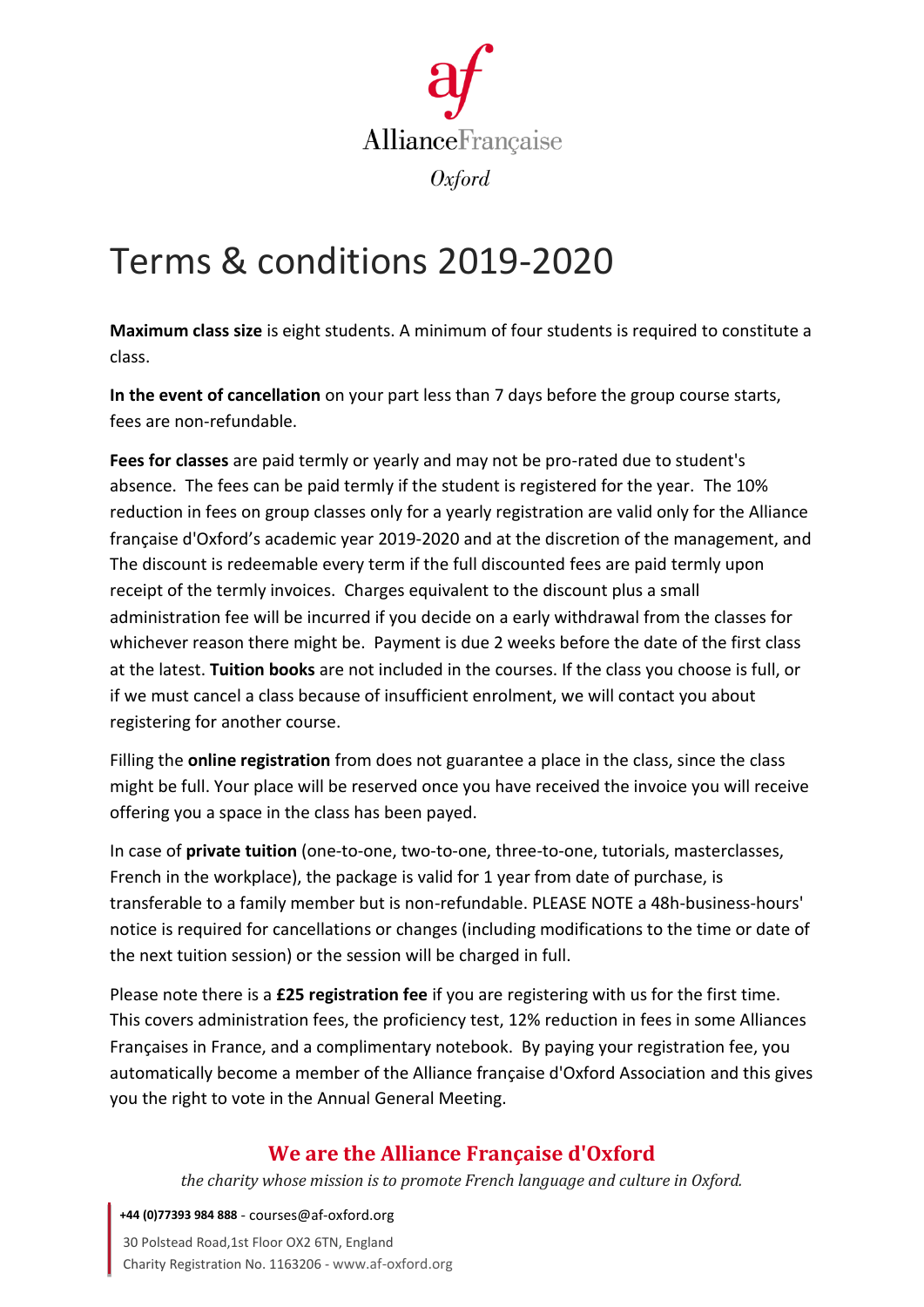Alliance Française

*Oxford*

# Terms & conditions 2019-2020

**Maximum class size** is eight students. A minimum of four students is required to constitute a class.

**In the event of cancellation** on your part less than 7 days before the group course starts, fees are non-refundable.

**Fees for classes** are paid termly or yearly and may not be pro-rated due to student's absence. The fees can be paid termly if the student is registered for the year. The 10% reduction in fees on group classes only for a yearly registration are valid only for the Alliance française d'Oxford's academic year 2019-2020 and at the discretion of the management, and The discount is redeemable every term if the full discounted fees are paid termly upon receipt of the termly invoices. Charges equivalent to the discount plus a small administration fee will be incurred if you decide on a early withdrawal from the classes for whichever reason there might be. Payment is due 2 weeks before the date of the first class at the latest. **Tuition books** are not included in the courses. If the class you choose is full, or if we must cancel a class because of insufficient enrolment, we will contact you about registering for another course.

Filling the **online registration** from does not guarantee a place in the class, since the class might be full. Your place will be reserved once you have received the invoice you will receive offering you a space in the class has been payed.

In case of **private tuition** (one-to-one, two-to-one, three-to-one, tutorials, masterclasses, French in the workplace), the package is valid for 1 year from date of purchase, is transferable to a family member but is non-refundable. PLEASE NOTE a 48h-business-hours' notice is required for cancellations or changes (including modifications to the time or date of the next tuition session) or the session will be charged in full.

Please note there is a **£25 registration fee** if you are registering with us for the first time. This covers administration fees, the proficiency test, 12% reduction in fees in some Alliances Françaises in France, and a complimentary notebook. By paying your registration fee, you automatically become a member of the Alliance française d'Oxford Association and this gives you the right to vote in the Annual General Meeting.

## We are the Alliance Française d'Oxford

*the charity whose mission is to promote French language and culture in Oxford.*

**+44 (0)77393 984 888** - courses@af-oxford.org

30 Polstead Road,1st Floor OX2 6TN, England

Charity Registration No. 1163206 - www.af-oxford.org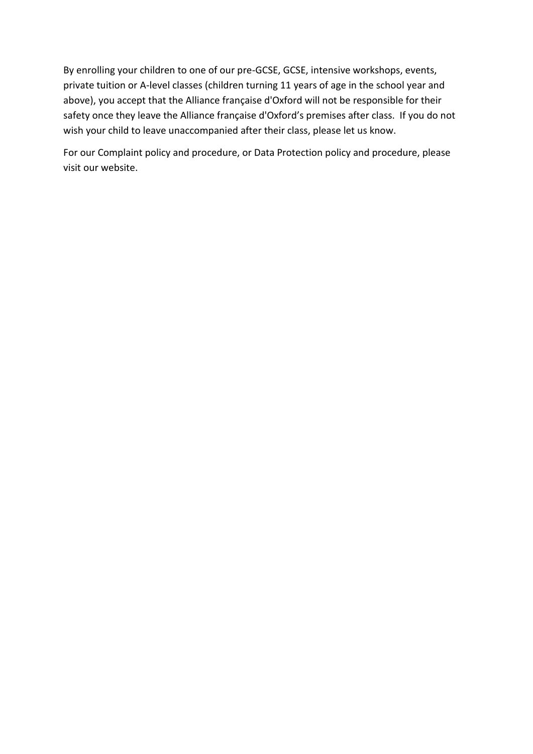By enrolling your children to one of our pre-GCSE, GCSE, intensive workshops, events, private tuition or A-level classes (children turning 11 years of age in the school year and above), you accept that the Alliance française d'Oxford will not be responsible for their safety once they leave the Alliance française d'Oxford's premises after class. If you do not wish your child to leave unaccompanied after their class, please let us know.

For our Complaint policy and procedure, or Data Protection policy and procedure, please visit our website.